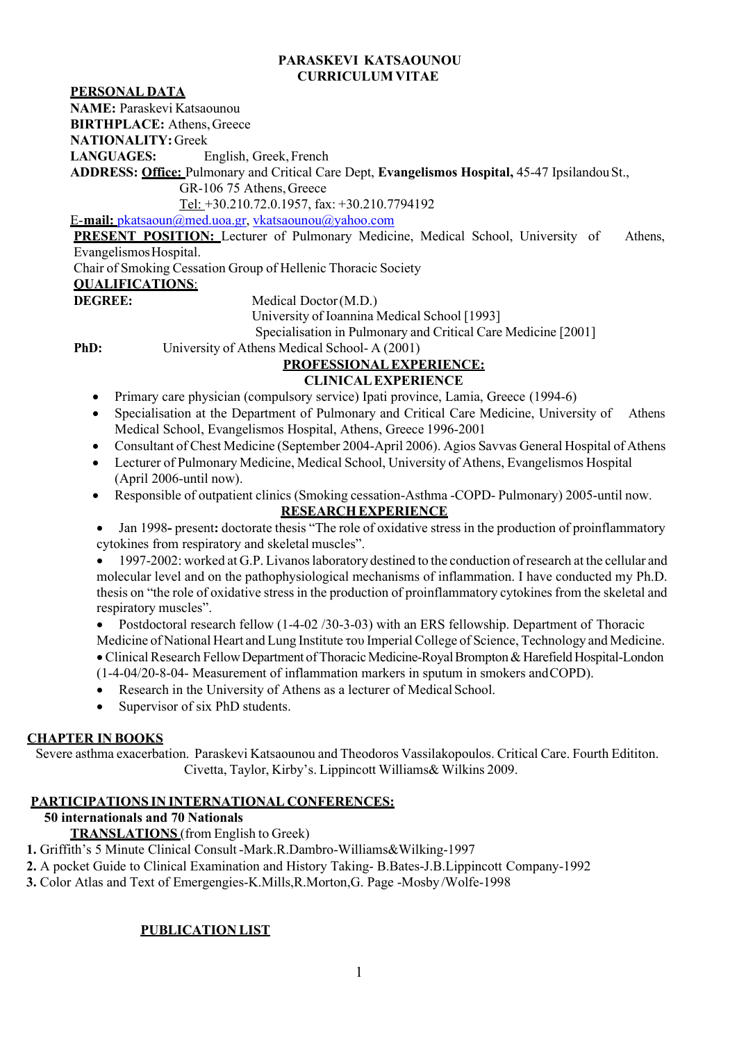# PARASKEVI KATSAOUNOU
# CURRICULUM VITAE

## PERSONAL DATA

**NAME:** Paraskevi Katsaounou
**BIRTHPLACE:** Athens, Greece
**NATIONALITY:** Greek
**LANGUAGES:** English, Greek, French
**ADDRESS:** **Office:** Pulmonary and Critical Care Dept, **Evangelismos Hospital,** 45-47 Ipsilandou St.,
GR-106 75 Athens, Greece
Tel: +30.210.72.0.1957, fax: +30.210.7794192
E-**mail:** pkatsaoun@med.uoa.gr, vkatsaounou@yahoo.com

**PRESENT POSITION:** Lecturer of Pulmonary Medicine, Medical School, University of Athens, Evangelismos Hospital.
Chair of Smoking Cessation Group of Hellenic Thoracic Society

## QUALIFICATIONS:

**DEGREE:** Medical Doctor (M.D.)
University of Ioannina Medical School [1993]
Specialisation in Pulmonary and Critical Care Medicine [2001]

**PhD:** University of Athens Medical School- A (2001)

## PROFESSIONAL EXPERIENCE:

### CLINICAL EXPERIENCE

- Primary care physician (compulsory service) Ipati province, Lamia, Greece (1994-6)
- Specialisation at the Department of Pulmonary and Critical Care Medicine, University of Athens Medical School, Evangelismos Hospital, Athens, Greece 1996-2001
- Consultant of Chest Medicine (September 2004-April 2006). Agios Savvas General Hospital of Athens
- Lecturer of Pulmonary Medicine, Medical School, University of Athens, Evangelismos Hospital (April 2006-until now).
- Responsible of outpatient clinics (Smoking cessation-Asthma -COPD- Pulmonary) 2005-until now.

### RESEARCH EXPERIENCE

- Jan 1998**-** present**:** doctorate thesis "The role of oxidative stress in the production of proinflammatory cytokines from respiratory and skeletal muscles".
- 1997-2002: worked at G.P. Livanos laboratory destined to the conduction of research at the cellular and molecular level and on the pathophysiological mechanisms of inflammation. I have conducted my Ph.D. thesis on "the role of oxidative stress in the production of proinflammatory cytokines from the skeletal and respiratory muscles".
- Postdoctoral research fellow (1-4-02 /30-3-03) with an ERS fellowship. Department of Thoracic Medicine of National Heart and Lung Institute του Imperial College of Science, Technology and Medicine.
- Clinical Research Fellow Department of Thoracic Medicine-Royal Brompton & Harefield Hospital-London (1-4-04/20-8-04- Measurement of inflammation markers in sputum in smokers and COPD).
- Research in the University of Athens as a lecturer of Medical School.
- Supervisor of six PhD students.

## CHAPTER IN BOOKS

Severe asthma exacerbation. Paraskevi Katsaounou and Theodoros Vassilakopoulos. Critical Care. Fourth Edititon. Civetta, Taylor, Kirby's. Lippincott Williams& Wilkins 2009.

## PARTICIPATIONS IN INTERNATIONAL CONFERENCES:

**50 internationals and 70 Nationals**

## TRANSLATIONS (from English to Greek)

1. Griffith's 5 Minute Clinical Consult -Mark.R.Dambro-Williams&Wilking-1997
2. A pocket Guide to Clinical Examination and History Taking- B.Bates-J.B.Lippincott Company-1992
3. Color Atlas and Text of Emergengies-K.Mills,R.Morton,G. Page -Mosby/Wolfe-1998

## PUBLICATION LIST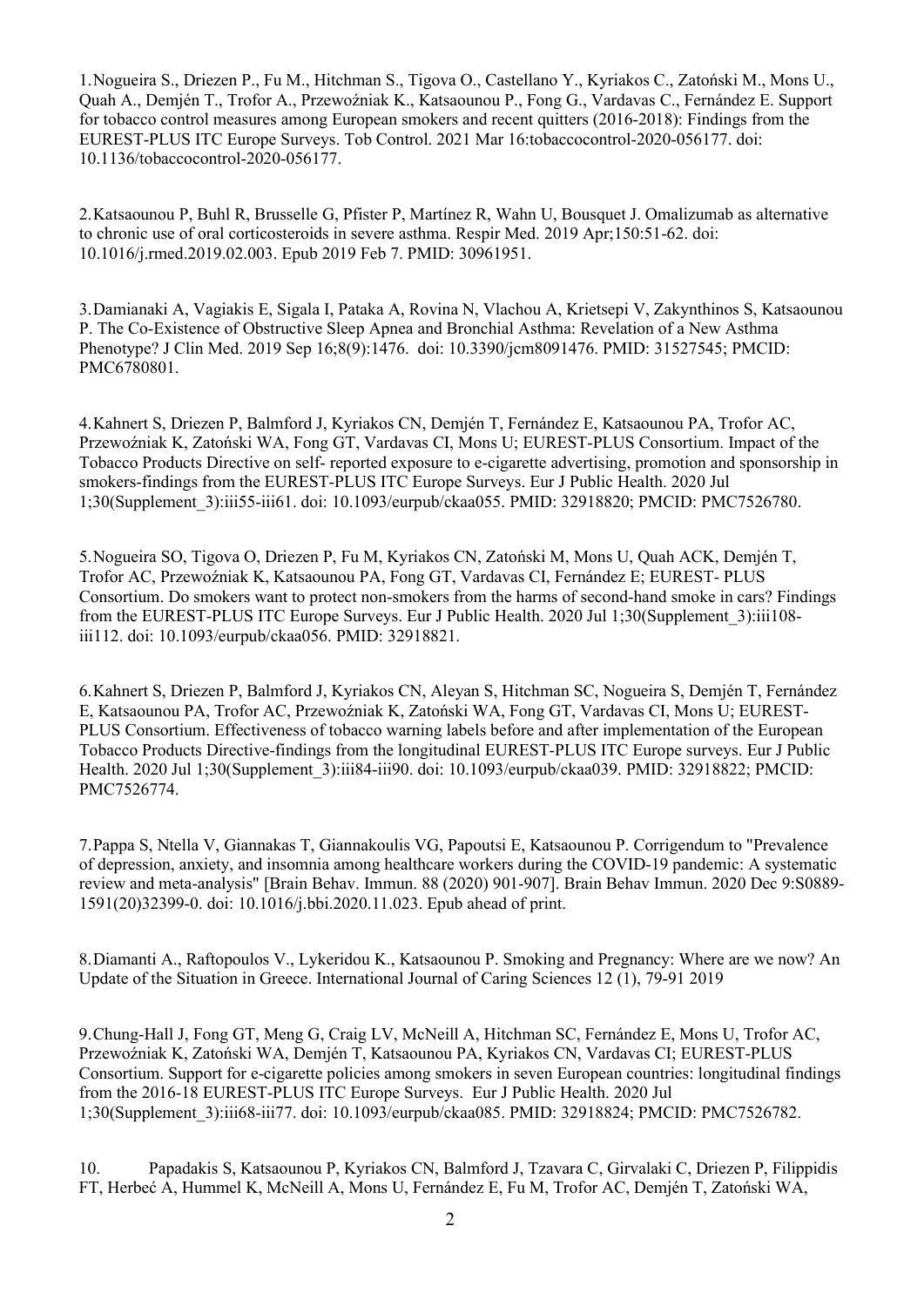1. Nogueira S., Driezen P., Fu M., Hitchman S., Tigova O., Castellano Y., Kyriakos C., Zatoński M., Mons U., Quah A., Demjén T., Trofor A., Przewoźniak K., Katsaounou P., Fong G., Vardavas C., Fernández E. Support for tobacco control measures among European smokers and recent quitters (2016-2018): Findings from the EUREST-PLUS ITC Europe Surveys. Tob Control. 2021 Mar 16:tobaccocontrol-2020-056177. doi: 10.1136/tobaccocontrol-2020-056177.

2. Katsaounou P, Buhl R, Brusselle G, Pfister P, Martínez R, Wahn U, Bousquet J. Omalizumab as alternative to chronic use of oral corticosteroids in severe asthma. Respir Med. 2019 Apr;150:51-62. doi: 10.1016/j.rmed.2019.02.003. Epub 2019 Feb 7. PMID: 30961951.

3. Damianaki A, Vagiakis E, Sigala I, Pataka A, Rovina N, Vlachou A, Krietsepi V, Zakynthinos S, Katsaounou P. The Co-Existence of Obstructive Sleep Apnea and Bronchial Asthma: Revelation of a New Asthma Phenotype? J Clin Med. 2019 Sep 16;8(9):1476. doi: 10.3390/jcm8091476. PMID: 31527545; PMCID: PMC6780801.

4. Kahnert S, Driezen P, Balmford J, Kyriakos CN, Demjén T, Fernández E, Katsaounou PA, Trofor AC, Przewoźniak K, Zatoński WA, Fong GT, Vardavas CI, Mons U; EUREST-PLUS Consortium. Impact of the Tobacco Products Directive on self- reported exposure to e-cigarette advertising, promotion and sponsorship in smokers-findings from the EUREST-PLUS ITC Europe Surveys. Eur J Public Health. 2020 Jul 1;30(Supplement_3):iii55-iii61. doi: 10.1093/eurpub/ckaa055. PMID: 32918820; PMCID: PMC7526780.

5. Nogueira SO, Tigova O, Driezen P, Fu M, Kyriakos CN, Zatoński M, Mons U, Quah ACK, Demjén T, Trofor AC, Przewoźniak K, Katsaounou PA, Fong GT, Vardavas CI, Fernández E; EUREST- PLUS Consortium. Do smokers want to protect non-smokers from the harms of second-hand smoke in cars? Findings from the EUREST-PLUS ITC Europe Surveys. Eur J Public Health. 2020 Jul 1;30(Supplement_3):iii108-iii112. doi: 10.1093/eurpub/ckaa056. PMID: 32918821.

6. Kahnert S, Driezen P, Balmford J, Kyriakos CN, Aleyan S, Hitchman SC, Nogueira S, Demjén T, Fernández E, Katsaounou PA, Trofor AC, Przewoźniak K, Zatoński WA, Fong GT, Vardavas CI, Mons U; EUREST-PLUS Consortium. Effectiveness of tobacco warning labels before and after implementation of the European Tobacco Products Directive-findings from the longitudinal EUREST-PLUS ITC Europe surveys. Eur J Public Health. 2020 Jul 1;30(Supplement_3):iii84-iii90. doi: 10.1093/eurpub/ckaa039. PMID: 32918822; PMCID: PMC7526774.

7. Pappa S, Ntella V, Giannakas T, Giannakoulis VG, Papoutsi E, Katsaounou P. Corrigendum to "Prevalence of depression, anxiety, and insomnia among healthcare workers during the COVID-19 pandemic: A systematic review and meta-analysis" [Brain Behav. Immun. 88 (2020) 901-907]. Brain Behav Immun. 2020 Dec 9:S0889-1591(20)32399-0. doi: 10.1016/j.bbi.2020.11.023. Epub ahead of print.

8. Diamanti A., Raftopoulos V., Lykeridou K., Katsaounou P. Smoking and Pregnancy: Where are we now? An Update of the Situation in Greece. International Journal of Caring Sciences 12 (1), 79-91 2019

9. Chung-Hall J, Fong GT, Meng G, Craig LV, McNeill A, Hitchman SC, Fernández E, Mons U, Trofor AC, Przewoźniak K, Zatoński WA, Demjén T, Katsaounou PA, Kyriakos CN, Vardavas CI; EUREST-PLUS Consortium. Support for e-cigarette policies among smokers in seven European countries: longitudinal findings from the 2016-18 EUREST-PLUS ITC Europe Surveys. Eur J Public Health. 2020 Jul 1;30(Supplement_3):iii68-iii77. doi: 10.1093/eurpub/ckaa085. PMID: 32918824; PMCID: PMC7526782.

10. Papadakis S, Katsaounou P, Kyriakos CN, Balmford J, Tzavara C, Girvalaki C, Driezen P, Filippidis FT, Herbeć A, Hummel K, McNeill A, Mons U, Fernández E, Fu M, Trofor AC, Demjén T, Zatoński WA,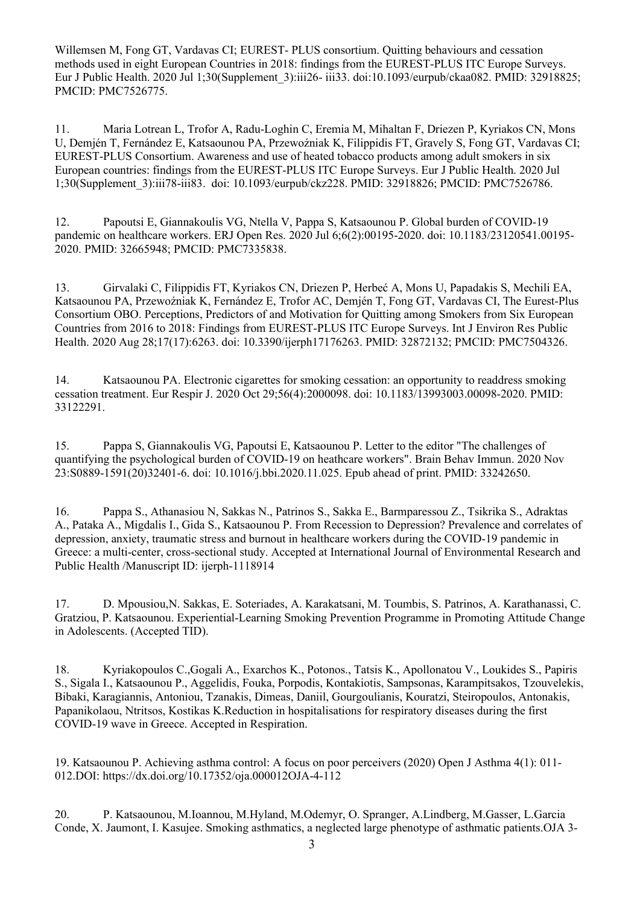Willemsen M, Fong GT, Vardavas CI; EUREST- PLUS consortium. Quitting behaviours and cessation methods used in eight European Countries in 2018: findings from the EUREST-PLUS ITC Europe Surveys. Eur J Public Health. 2020 Jul 1;30(Supplement_3):iii26- iii33. doi:10.1093/eurpub/ckaa082. PMID: 32918825; PMCID: PMC7526775.

11. Maria Lotrean L, Trofor A, Radu-Loghin C, Eremia M, Mihaltan F, Driezen P, Kyriakos CN, Mons U, Demjén T, Fernández E, Katsaounou PA, Przewoźniak K, Filippidis FT, Gravely S, Fong GT, Vardavas CI; EUREST-PLUS Consortium. Awareness and use of heated tobacco products among adult smokers in six European countries: findings from the EUREST-PLUS ITC Europe Surveys. Eur J Public Health. 2020 Jul 1;30(Supplement_3):iii78-iii83. doi: 10.1093/eurpub/ckz228. PMID: 32918826; PMCID: PMC7526786.

12. Papoutsi E, Giannakoulis VG, Ntella V, Pappa S, Katsaounou P. Global burden of COVID-19 pandemic on healthcare workers. ERJ Open Res. 2020 Jul 6;6(2):00195-2020. doi: 10.1183/23120541.00195-2020. PMID: 32665948; PMCID: PMC7335838.

13. Girvalaki C, Filippidis FT, Kyriakos CN, Driezen P, Herbeć A, Mons U, Papadakis S, Mechili EA, Katsaounou PA, Przewoźniak K, Fernández E, Trofor AC, Demjén T, Fong GT, Vardavas CI, The Eurest-Plus Consortium OBO. Perceptions, Predictors of and Motivation for Quitting among Smokers from Six European Countries from 2016 to 2018: Findings from EUREST-PLUS ITC Europe Surveys. Int J Environ Res Public Health. 2020 Aug 28;17(17):6263. doi: 10.3390/ijerph17176263. PMID: 32872132; PMCID: PMC7504326.

14. Katsaounou PA. Electronic cigarettes for smoking cessation: an opportunity to readdress smoking cessation treatment. Eur Respir J. 2020 Oct 29;56(4):2000098. doi: 10.1183/13993003.00098-2020. PMID: 33122291.

15. Pappa S, Giannakoulis VG, Papoutsi E, Katsaounou P. Letter to the editor "The challenges of quantifying the psychological burden of COVID-19 on heathcare workers". Brain Behav Immun. 2020 Nov 23:S0889-1591(20)32401-6. doi: 10.1016/j.bbi.2020.11.025. Epub ahead of print. PMID: 33242650.

16. Pappa S., Athanasiou N, Sakkas N., Patrinos S., Sakka E., Barmparessou Z., Tsikrika S., Adraktas A., Pataka A., Migdalis I., Gida S., Katsaounou P. From Recession to Depression? Prevalence and correlates of depression, anxiety, traumatic stress and burnout in healthcare workers during the COVID-19 pandemic in Greece: a multi-center, cross-sectional study. Accepted at International Journal of Environmental Research and Public Health /Manuscript ID: ijerph-1118914

17. D. Mpousiou,N. Sakkas, E. Soteriades, A. Karakatsani, M. Toumbis, S. Patrinos, A. Karathanassi, C. Gratziou, P. Katsaounou. Experiential-Learning Smoking Prevention Programme in Promoting Attitude Change in Adolescents. (Accepted TID).

18. Kyriakopoulos C.,Gogali A., Exarchos K., Potonos., Tatsis K., Apollonatou V., Loukides S., Papiris S., Sigala I., Katsaounou P., Aggelidis, Fouka, Porpodis, Kontakiotis, Sampsonas, Karampitsakos, Tzouvelekis, Bibaki, Karagiannis, Antoniou, Tzanakis, Dimeas, Daniil, Gourgoulianis, Kouratzi, Steiropoulos, Antonakis, Papanikolaou, Ntritsos, Kostikas K.Reduction in hospitalisations for respiratory diseases during the first COVID-19 wave in Greece. Accepted in Respiration.

19. Katsaounou P. Achieving asthma control: A focus on poor perceivers (2020) Open J Asthma 4(1): 011-012.DOI: https://dx.doi.org/10.17352/oja.000012OJA-4-112

20. P. Katsaounou, M.Ioannou, M.Hyland, M.Odemyr, O. Spranger, A.Lindberg, M.Gasser, L.Garcia Conde, X. Jaumont, I. Kasujee. Smoking asthmatics, a neglected large phenotype of asthmatic patients.OJA 3-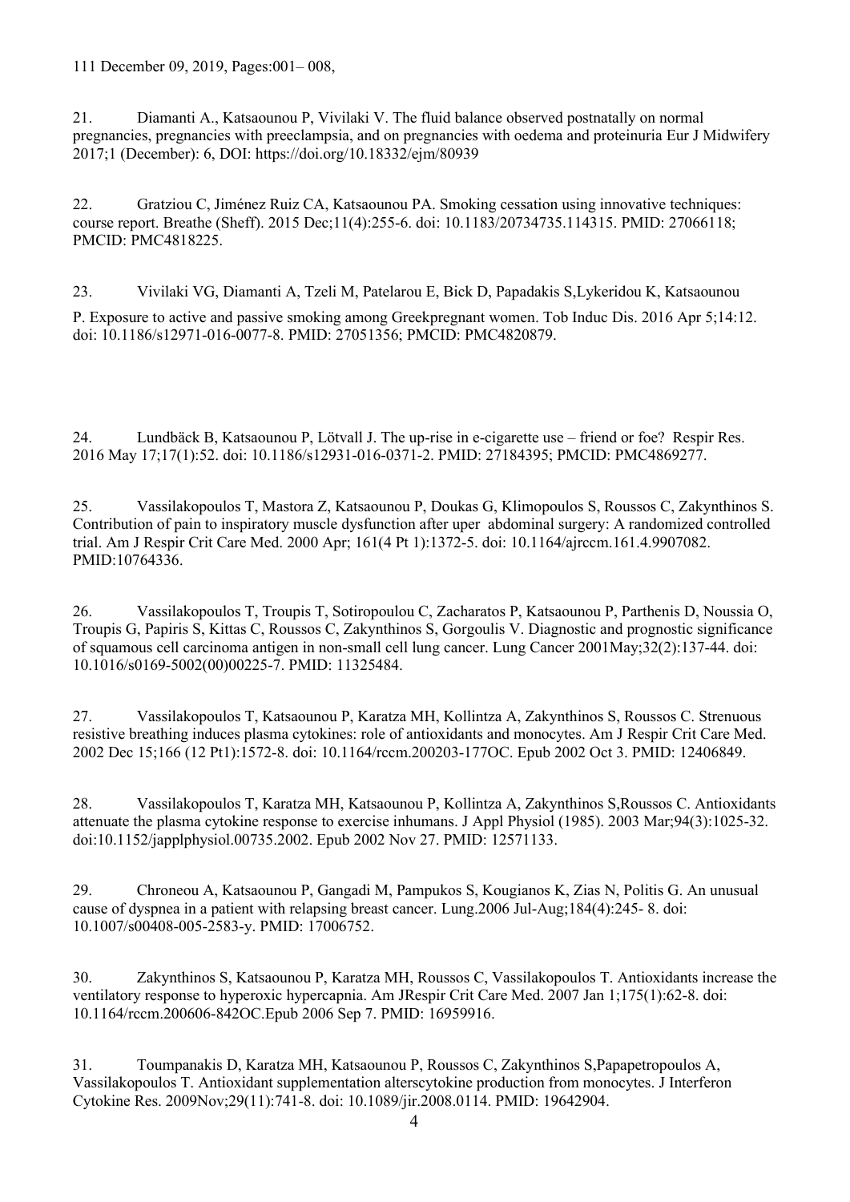111 December 09, 2019, Pages:001– 008,

21. Diamanti A., Katsaounou P, Vivilaki V. The fluid balance observed postnatally on normal pregnancies, pregnancies with preeclampsia, and on pregnancies with oedema and proteinuria Eur J Midwifery 2017;1 (December): 6, DOI: https://doi.org/10.18332/ejm/80939

22. Gratziou C, Jiménez Ruiz CA, Katsaounou PA. Smoking cessation using innovative techniques: course report. Breathe (Sheff). 2015 Dec;11(4):255-6. doi: 10.1183/20734735.114315. PMID: 27066118; PMCID: PMC4818225.

23. Vivilaki VG, Diamanti A, Tzeli M, Patelarou E, Bick D, Papadakis S,Lykeridou K, Katsaounou P. Exposure to active and passive smoking among Greekpregnant women. Tob Induc Dis. 2016 Apr 5;14:12. doi: 10.1186/s12971-016-0077-8. PMID: 27051356; PMCID: PMC4820879.

24. Lundbäck B, Katsaounou P, Lötvall J. The up-rise in e-cigarette use – friend or foe? Respir Res. 2016 May 17;17(1):52. doi: 10.1186/s12931-016-0371-2. PMID: 27184395; PMCID: PMC4869277.

25. Vassilakopoulos T, Mastora Z, Katsaounou P, Doukas G, Klimopoulos S, Roussos C, Zakynthinos S. Contribution of pain to inspiratory muscle dysfunction after uper abdominal surgery: A randomized controlled trial. Am J Respir Crit Care Med. 2000 Apr; 161(4 Pt 1):1372-5. doi: 10.1164/ajrccm.161.4.9907082. PMID:10764336.

26. Vassilakopoulos T, Troupis T, Sotiropoulou C, Zacharatos P, Katsaounou P, Parthenis D, Noussia O, Troupis G, Papiris S, Kittas C, Roussos C, Zakynthinos S, Gorgoulis V. Diagnostic and prognostic significance of squamous cell carcinoma antigen in non-small cell lung cancer. Lung Cancer 2001May;32(2):137-44. doi: 10.1016/s0169-5002(00)00225-7. PMID: 11325484.

27. Vassilakopoulos T, Katsaounou P, Karatza MH, Kollintza A, Zakynthinos S, Roussos C. Strenuous resistive breathing induces plasma cytokines: role of antioxidants and monocytes. Am J Respir Crit Care Med. 2002 Dec 15;166 (12 Pt1):1572-8. doi: 10.1164/rccm.200203-177OC. Epub 2002 Oct 3. PMID: 12406849.

28. Vassilakopoulos T, Karatza MH, Katsaounou P, Kollintza A, Zakynthinos S,Roussos C. Antioxidants attenuate the plasma cytokine response to exercise inhumans. J Appl Physiol (1985). 2003 Mar;94(3):1025-32. doi:10.1152/japplphysiol.00735.2002. Epub 2002 Nov 27. PMID: 12571133.

29. Chroneou A, Katsaounou P, Gangadi M, Pampukos S, Kougianos K, Zias N, Politis G. An unusual cause of dyspnea in a patient with relapsing breast cancer. Lung.2006 Jul-Aug;184(4):245- 8. doi: 10.1007/s00408-005-2583-y. PMID: 17006752.

30. Zakynthinos S, Katsaounou P, Karatza MH, Roussos C, Vassilakopoulos T. Antioxidants increase the ventilatory response to hyperoxic hypercapnia. Am JRespir Crit Care Med. 2007 Jan 1;175(1):62-8. doi: 10.1164/rccm.200606-842OC.Epub 2006 Sep 7. PMID: 16959916.

31. Toumpanakis D, Karatza MH, Katsaounou P, Roussos C, Zakynthinos S,Papapetropoulos A, Vassilakopoulos T. Antioxidant supplementation alterscytokine production from monocytes. J Interferon Cytokine Res. 2009Nov;29(11):741-8. doi: 10.1089/jir.2008.0114. PMID: 19642904.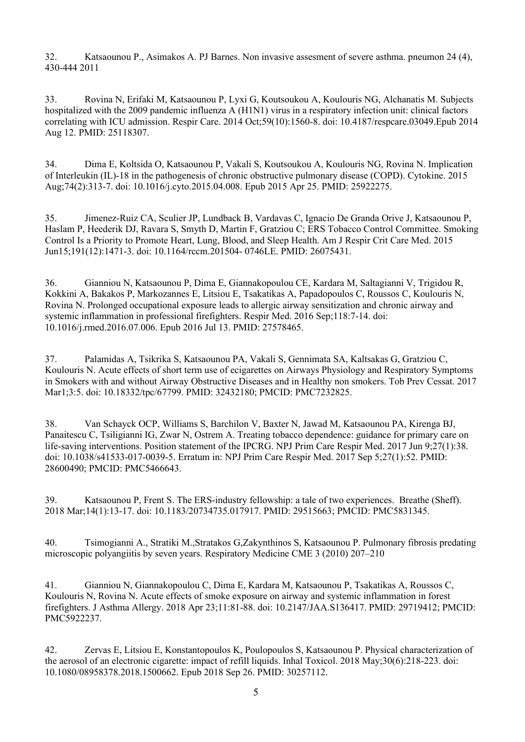32. Katsaounou P., Asimakos A. PJ Barnes. Non invasive assesment of severe asthma. pneumon 24 (4), 430-444 2011

33. Rovina N, Erifaki M, Katsaounou P, Lyxi G, Koutsoukou A, Koulouris NG, Alchanatis M. Subjects hospitalized with the 2009 pandemic influenza A (H1N1) virus in a respiratory infection unit: clinical factors correlating with ICU admission. Respir Care. 2014 Oct;59(10):1560-8. doi: 10.4187/respcare.03049.Epub 2014 Aug 12. PMID: 25118307.

34. Dima E, Koltsida O, Katsaounou P, Vakali S, Koutsoukou A, Koulouris NG, Rovina N. Implication of Interleukin (IL)-18 in the pathogenesis of chronic obstructive pulmonary disease (COPD). Cytokine. 2015 Aug;74(2):313-7. doi: 10.1016/j.cyto.2015.04.008. Epub 2015 Apr 25. PMID: 25922275.

35. Jimenez-Ruiz CA, Sculier JP, Lundback B, Vardavas C, Ignacio De Granda Orive J, Katsaounou P, Haslam P, Heederik DJ, Ravara S, Smyth D, Martin F, Gratziou C; ERS Tobacco Control Committee. Smoking Control Is a Priority to Promote Heart, Lung, Blood, and Sleep Health. Am J Respir Crit Care Med. 2015 Jun15;191(12):1471-3. doi: 10.1164/rccm.201504- 0746LE. PMID: 26075431.

36. Gianniou N, Katsaounou P, Dima E, Giannakopoulou CE, Kardara M, Saltagianni V, Trigidou R, Kokkini A, Bakakos P, Markozannes E, Litsiou E, Tsakatikas A, Papadopoulos C, Roussos C, Koulouris N, Rovina N. Prolonged occupational exposure leads to allergic airway sensitization and chronic airway and systemic inflammation in professional firefighters. Respir Med. 2016 Sep;118:7-14. doi: 10.1016/j.rmed.2016.07.006. Epub 2016 Jul 13. PMID: 27578465.

37. Palamidas A, Tsikrika S, Katsaounou PA, Vakali S, Gennimata SA, Kaltsakas G, Gratziou C, Koulouris N. Acute effects of short term use of ecigarettes on Airways Physiology and Respiratory Symptoms in Smokers with and without Airway Obstructive Diseases and in Healthy non smokers. Tob Prev Cessat. 2017 Mar1;3:5. doi: 10.18332/tpc/67799. PMID: 32432180; PMCID: PMC7232825.

38. Van Schayck OCP, Williams S, Barchilon V, Baxter N, Jawad M, Katsaounou PA, Kirenga BJ, Panaitescu C, Tsiligianni IG, Zwar N, Ostrem A. Treating tobacco dependence: guidance for primary care on life-saving interventions. Position statement of the IPCRG. NPJ Prim Care Respir Med. 2017 Jun 9;27(1):38. doi: 10.1038/s41533-017-0039-5. Erratum in: NPJ Prim Care Respir Med. 2017 Sep 5;27(1):52. PMID: 28600490; PMCID: PMC5466643.

39. Katsaounou P, Frent S. The ERS-industry fellowship: a tale of two experiences. Breathe (Sheff). 2018 Mar;14(1):13-17. doi: 10.1183/20734735.017917. PMID: 29515663; PMCID: PMC5831345.

40. Tsimogianni A., Stratiki M.,Stratakos G,Zakynthinos S, Katsaounou P. Pulmonary fibrosis predating microscopic polyangiitis by seven years. Respiratory Medicine CME 3 (2010) 207–210

41. Gianniou N, Giannakopoulou C, Dima E, Kardara M, Katsaounou P, Tsakatikas A, Roussos C, Koulouris N, Rovina N. Acute effects of smoke exposure on airway and systemic inflammation in forest firefighters. J Asthma Allergy. 2018 Apr 23;11:81-88. doi: 10.2147/JAA.S136417. PMID: 29719412; PMCID: PMC5922237.

42. Zervas E, Litsiou E, Konstantopoulos K, Poulopoulos S, Katsaounou P. Physical characterization of the aerosol of an electronic cigarette: impact of refill liquids. Inhal Toxicol. 2018 May;30(6):218-223. doi: 10.1080/08958378.2018.1500662. Epub 2018 Sep 26. PMID: 30257112.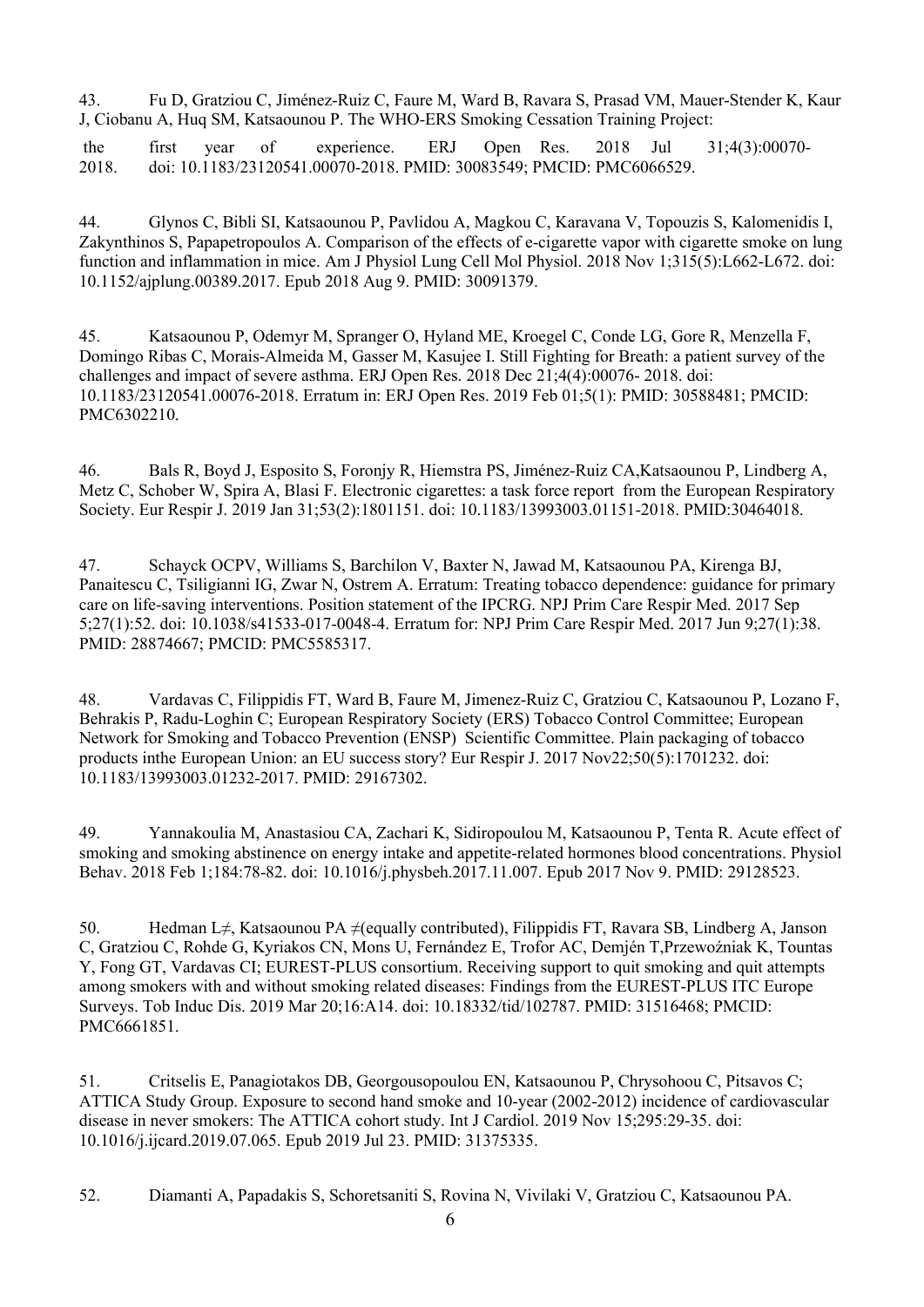43. Fu D, Gratziou C, Jiménez-Ruiz C, Faure M, Ward B, Ravara S, Prasad VM, Mauer-Stender K, Kaur J, Ciobanu A, Huq SM, Katsaounou P. The WHO-ERS Smoking Cessation Training Project: the first year of experience. ERJ Open Res. 2018 Jul 31;4(3):00070-2018. doi: 10.1183/23120541.00070-2018. PMID: 30083549; PMCID: PMC6066529.

44. Glynos C, Bibli SI, Katsaounou P, Pavlidou A, Magkou C, Karavana V, Topouzis S, Kalomenidis I, Zakynthinos S, Papapetropoulos A. Comparison of the effects of e-cigarette vapor with cigarette smoke on lung function and inflammation in mice. Am J Physiol Lung Cell Mol Physiol. 2018 Nov 1;315(5):L662-L672. doi: 10.1152/ajplung.00389.2017. Epub 2018 Aug 9. PMID: 30091379.

45. Katsaounou P, Odemyr M, Spranger O, Hyland ME, Kroegel C, Conde LG, Gore R, Menzella F, Domingo Ribas C, Morais-Almeida M, Gasser M, Kasujee I. Still Fighting for Breath: a patient survey of the challenges and impact of severe asthma. ERJ Open Res. 2018 Dec 21;4(4):00076- 2018. doi: 10.1183/23120541.00076-2018. Erratum in: ERJ Open Res. 2019 Feb 01;5(1): PMID: 30588481; PMCID: PMC6302210.

46. Bals R, Boyd J, Esposito S, Foronjy R, Hiemstra PS, Jiménez-Ruiz CA,Katsaounou P, Lindberg A, Metz C, Schober W, Spira A, Blasi F. Electronic cigarettes: a task force report from the European Respiratory Society. Eur Respir J. 2019 Jan 31;53(2):1801151. doi: 10.1183/13993003.01151-2018. PMID:30464018.

47. Schayck OCPV, Williams S, Barchilon V, Baxter N, Jawad M, Katsaounou PA, Kirenga BJ, Panaitescu C, Tsiligianni IG, Zwar N, Ostrem A. Erratum: Treating tobacco dependence: guidance for primary care on life-saving interventions. Position statement of the IPCRG. NPJ Prim Care Respir Med. 2017 Sep 5;27(1):52. doi: 10.1038/s41533-017-0048-4. Erratum for: NPJ Prim Care Respir Med. 2017 Jun 9;27(1):38. PMID: 28874667; PMCID: PMC5585317.

48. Vardavas C, Filippidis FT, Ward B, Faure M, Jimenez-Ruiz C, Gratziou C, Katsaounou P, Lozano F, Behrakis P, Radu-Loghin C; European Respiratory Society (ERS) Tobacco Control Committee; European Network for Smoking and Tobacco Prevention (ENSP) Scientific Committee. Plain packaging of tobacco products inthe European Union: an EU success story? Eur Respir J. 2017 Nov22;50(5):1701232. doi: 10.1183/13993003.01232-2017. PMID: 29167302.

49. Yannakoulia M, Anastasiou CA, Zachari K, Sidiropoulou M, Katsaounou P, Tenta R. Acute effect of smoking and smoking abstinence on energy intake and appetite-related hormones blood concentrations. Physiol Behav. 2018 Feb 1;184:78-82. doi: 10.1016/j.physbeh.2017.11.007. Epub 2017 Nov 9. PMID: 29128523.

50. Hedman L≠, Katsaounou PA ≠(equally contributed), Filippidis FT, Ravara SB, Lindberg A, Janson C, Gratziou C, Rohde G, Kyriakos CN, Mons U, Fernández E, Trofor AC, Demjén T,Przewoźniak K, Tountas Y, Fong GT, Vardavas CI; EUREST-PLUS consortium. Receiving support to quit smoking and quit attempts among smokers with and without smoking related diseases: Findings from the EUREST-PLUS ITC Europe Surveys. Tob Induc Dis. 2019 Mar 20;16:A14. doi: 10.18332/tid/102787. PMID: 31516468; PMCID: PMC6661851.

51. Critselis E, Panagiotakos DB, Georgousopoulou EN, Katsaounou P, Chrysohoou C, Pitsavos C; ATTICA Study Group. Exposure to second hand smoke and 10-year (2002-2012) incidence of cardiovascular disease in never smokers: The ATTICA cohort study. Int J Cardiol. 2019 Nov 15;295:29-35. doi: 10.1016/j.ijcard.2019.07.065. Epub 2019 Jul 23. PMID: 31375335.

52. Diamanti A, Papadakis S, Schoretsaniti S, Rovina N, Vivilaki V, Gratziou C, Katsaounou PA.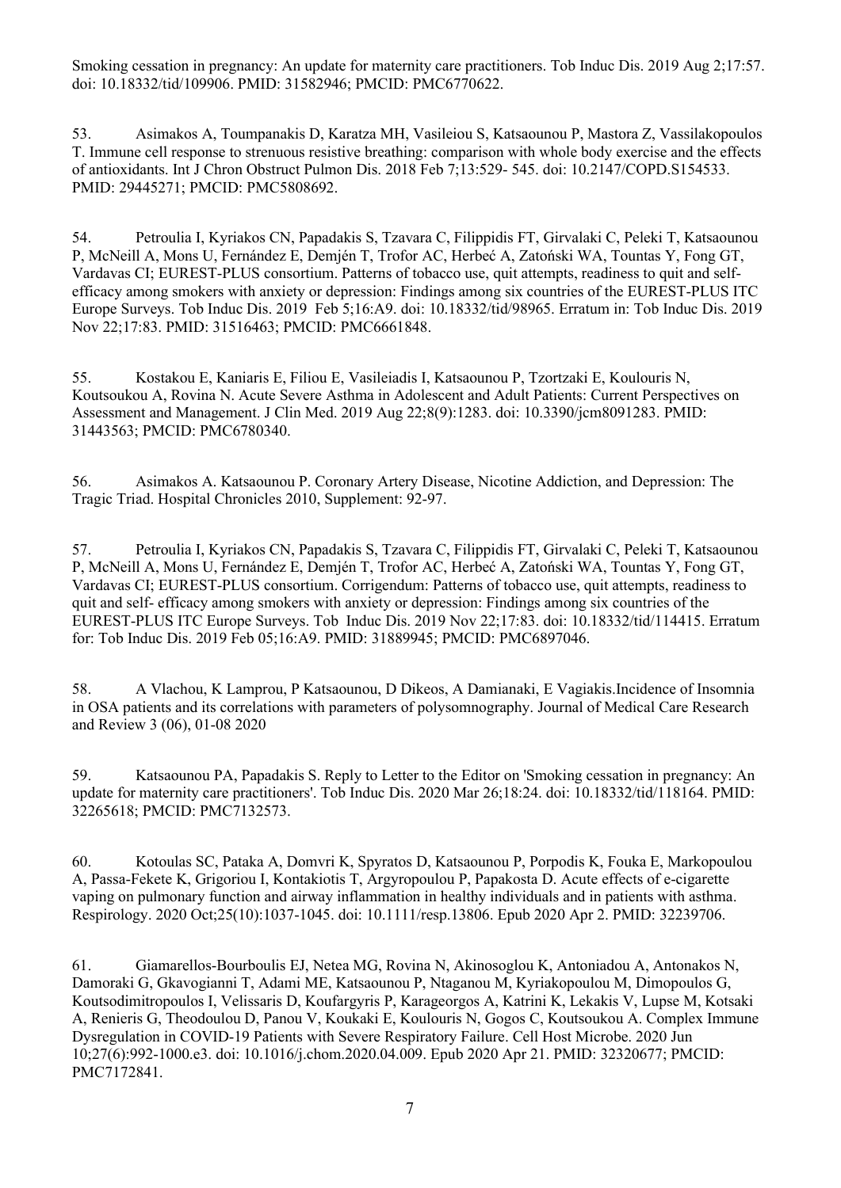Smoking cessation in pregnancy: An update for maternity care practitioners. Tob Induc Dis. 2019 Aug 2;17:57. doi: 10.18332/tid/109906. PMID: 31582946; PMCID: PMC6770622.

53. Asimakos A, Toumpanakis D, Karatza MH, Vasileiou S, Katsaounou P, Mastora Z, Vassilakopoulos T. Immune cell response to strenuous resistive breathing: comparison with whole body exercise and the effects of antioxidants. Int J Chron Obstruct Pulmon Dis. 2018 Feb 7;13:529- 545. doi: 10.2147/COPD.S154533. PMID: 29445271; PMCID: PMC5808692.

54. Petroulia I, Kyriakos CN, Papadakis S, Tzavara C, Filippidis FT, Girvalaki C, Peleki T, Katsaounou P, McNeill A, Mons U, Fernández E, Demjén T, Trofor AC, Herbeć A, Zatoński WA, Tountas Y, Fong GT, Vardavas CI; EUREST-PLUS consortium. Patterns of tobacco use, quit attempts, readiness to quit and self-efficacy among smokers with anxiety or depression: Findings among six countries of the EUREST-PLUS ITC Europe Surveys. Tob Induc Dis. 2019 Feb 5;16:A9. doi: 10.18332/tid/98965. Erratum in: Tob Induc Dis. 2019 Nov 22;17:83. PMID: 31516463; PMCID: PMC6661848.

55. Kostakou E, Kaniaris E, Filiou E, Vasileiadis I, Katsaounou P, Tzortzaki E, Koulouris N, Koutsoukou A, Rovina N. Acute Severe Asthma in Adolescent and Adult Patients: Current Perspectives on Assessment and Management. J Clin Med. 2019 Aug 22;8(9):1283. doi: 10.3390/jcm8091283. PMID: 31443563; PMCID: PMC6780340.

56. Asimakos A. Katsaounou P. Coronary Artery Disease, Nicotine Addiction, and Depression: The Tragic Triad. Hospital Chronicles 2010, Supplement: 92-97.

57. Petroulia I, Kyriakos CN, Papadakis S, Tzavara C, Filippidis FT, Girvalaki C, Peleki T, Katsaounou P, McNeill A, Mons U, Fernández E, Demjén T, Trofor AC, Herbeć A, Zatoński WA, Tountas Y, Fong GT, Vardavas CI; EUREST-PLUS consortium. Corrigendum: Patterns of tobacco use, quit attempts, readiness to quit and self- efficacy among smokers with anxiety or depression: Findings among six countries of the EUREST-PLUS ITC Europe Surveys. Tob Induc Dis. 2019 Nov 22;17:83. doi: 10.18332/tid/114415. Erratum for: Tob Induc Dis. 2019 Feb 05;16:A9. PMID: 31889945; PMCID: PMC6897046.

58. A Vlachou, K Lamprou, P Katsaounou, D Dikeos, A Damianaki, E Vagiakis.Incidence of Insomnia in OSA patients and its correlations with parameters of polysomnography. Journal of Medical Care Research and Review 3 (06), 01-08 2020

59. Katsaounou PA, Papadakis S. Reply to Letter to the Editor on 'Smoking cessation in pregnancy: An update for maternity care practitioners'. Tob Induc Dis. 2020 Mar 26;18:24. doi: 10.18332/tid/118164. PMID: 32265618; PMCID: PMC7132573.

60. Kotoulas SC, Pataka A, Domvri K, Spyratos D, Katsaounou P, Porpodis K, Fouka E, Markopoulou A, Passa-Fekete K, Grigoriou I, Kontakiotis T, Argyropoulou P, Papakosta D. Acute effects of e-cigarette vaping on pulmonary function and airway inflammation in healthy individuals and in patients with asthma. Respirology. 2020 Oct;25(10):1037-1045. doi: 10.1111/resp.13806. Epub 2020 Apr 2. PMID: 32239706.

61. Giamarellos-Bourboulis EJ, Netea MG, Rovina N, Akinosoglou K, Antoniadou A, Antonakos N, Damoraki G, Gkavogianni T, Adami ME, Katsaounou P, Ntaganou M, Kyriakopoulou M, Dimopoulos G, Koutsodimitropoulos I, Velissaris D, Koufargyris P, Karageorgos A, Katrini K, Lekakis V, Lupse M, Kotsaki A, Renieris G, Theodoulou D, Panou V, Koukaki E, Koulouris N, Gogos C, Koutsoukou A. Complex Immune Dysregulation in COVID-19 Patients with Severe Respiratory Failure. Cell Host Microbe. 2020 Jun 10;27(6):992-1000.e3. doi: 10.1016/j.chom.2020.04.009. Epub 2020 Apr 21. PMID: 32320677; PMCID: PMC7172841.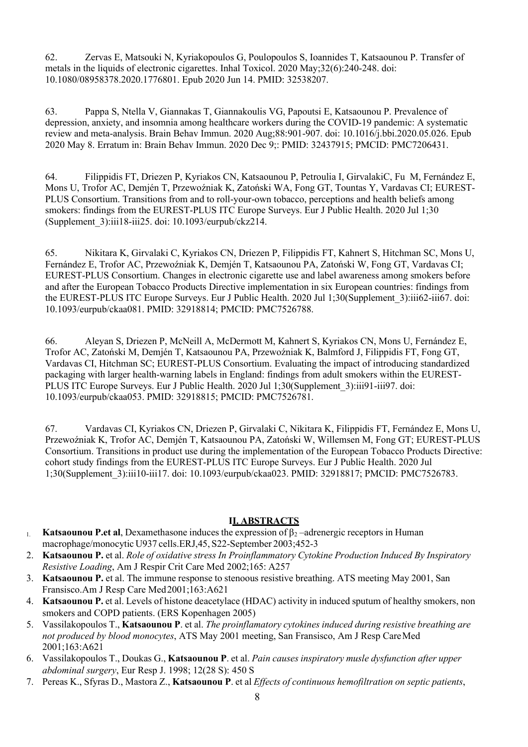62. Zervas E, Matsouki N, Kyriakopoulos G, Poulopoulos S, Ioannides T, Katsaounou P. Transfer of metals in the liquids of electronic cigarettes. Inhal Toxicol. 2020 May;32(6):240-248. doi: 10.1080/08958378.2020.1776801. Epub 2020 Jun 14. PMID: 32538207.

63. Pappa S, Ntella V, Giannakas T, Giannakoulis VG, Papoutsi E, Katsaounou P. Prevalence of depression, anxiety, and insomnia among healthcare workers during the COVID-19 pandemic: A systematic review and meta-analysis. Brain Behav Immun. 2020 Aug;88:901-907. doi: 10.1016/j.bbi.2020.05.026. Epub 2020 May 8. Erratum in: Brain Behav Immun. 2020 Dec 9;: PMID: 32437915; PMCID: PMC7206431.

64. Filippidis FT, Driezen P, Kyriakos CN, Katsaounou P, Petroulia I, GirvalakiC, Fu M, Fernández E, Mons U, Trofor AC, Demjén T, Przewoźniak K, Zatoński WA, Fong GT, Tountas Y, Vardavas CI; EUREST-PLUS Consortium. Transitions from and to roll-your-own tobacco, perceptions and health beliefs among smokers: findings from the EUREST-PLUS ITC Europe Surveys. Eur J Public Health. 2020 Jul 1;30 (Supplement_3):iii18-iii25. doi: 10.1093/eurpub/ckz214.

65. Nikitara K, Girvalaki C, Kyriakos CN, Driezen P, Filippidis FT, Kahnert S, Hitchman SC, Mons U, Fernández E, Trofor AC, Przewoźniak K, Demjén T, Katsaounou PA, Zatoński W, Fong GT, Vardavas CI; EUREST-PLUS Consortium. Changes in electronic cigarette use and label awareness among smokers before and after the European Tobacco Products Directive implementation in six European countries: findings from the EUREST-PLUS ITC Europe Surveys. Eur J Public Health. 2020 Jul 1;30(Supplement_3):iii62-iii67. doi: 10.1093/eurpub/ckaa081. PMID: 32918814; PMCID: PMC7526788.

66. Aleyan S, Driezen P, McNeill A, McDermott M, Kahnert S, Kyriakos CN, Mons U, Fernández E, Trofor AC, Zatoński M, Demjén T, Katsaounou PA, Przewoźniak K, Balmford J, Filippidis FT, Fong GT, Vardavas CI, Hitchman SC; EUREST-PLUS Consortium. Evaluating the impact of introducing standardized packaging with larger health-warning labels in England: findings from adult smokers within the EUREST-PLUS ITC Europe Surveys. Eur J Public Health. 2020 Jul 1;30(Supplement_3):iii91-iii97. doi: 10.1093/eurpub/ckaa053. PMID: 32918815; PMCID: PMC7526781.

67. Vardavas CI, Kyriakos CN, Driezen P, Girvalaki C, Nikitara K, Filippidis FT, Fernández E, Mons U, Przewoźniak K, Trofor AC, Demjén T, Katsaounou PA, Zatoński W, Willemsen M, Fong GT; EUREST-PLUS Consortium. Transitions in product use during the implementation of the European Tobacco Products Directive: cohort study findings from the EUREST-PLUS ITC Europe Surveys. Eur J Public Health. 2020 Jul 1;30(Supplement_3):iii10-iii17. doi: 10.1093/eurpub/ckaa023. PMID: 32918817; PMCID: PMC7526783.

## II. ABSTRACTS

1. **Katsaounou P.et al**, Dexamethasone induces the expression of $\beta_2$ –adrenergic receptors in Human macrophage/monocytic U937 cells.ERJ,45, S22-September 2003;452-3
2. **Katsaounou P.** et al. *Role of oxidative stress In Proinflammatory Cytokine Production Induced By Inspiratory Resistive Loading*, Am J Respir Crit Care Med 2002;165: A257
3. **Katsaounou P.** et al. The immune response to stenoous resistive breathing. ATS meeting May 2001, San Fransisco.Am J Resp Care Med2001;163:A621
4. **Katsaounou P.** et al. Levels of histone deacetylace (HDAC) activity in induced sputum of healthy smokers, non smokers and COPD patients. (ERS Kopenhagen 2005)
5. Vassilakopoulos T., **Katsaounou P**. et al. *The proinflamatory cytokines induced during resistive breathing are not produced by blood monocytes*, ATS May 2001 meeting, San Fransisco, Am J Resp Care Med 2001;163:A621
6. Vassilakopoulos T., Doukas G., **Katsaounou P**. et al. *Pain causes inspiratory musle dysfunction after upper abdominal surgery*, Eur Resp J. 1998; 12(28 S): 450 S
7. Pereas K., Sfyras D., Mastora Z., **Katsaounou P**. et al *Effects of continuous hemofiltration on septic patients*,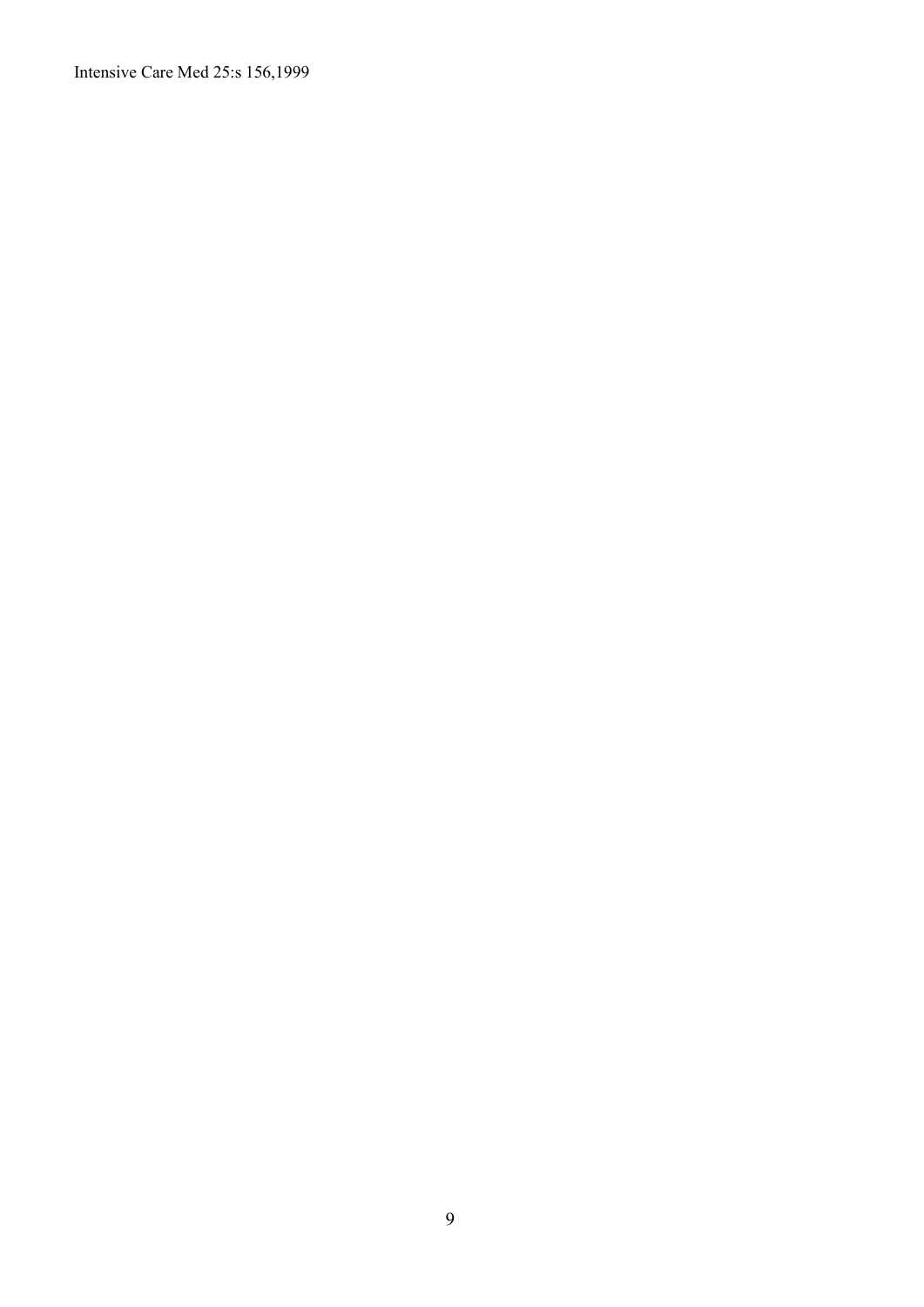Intensive Care Med 25:s 156,1999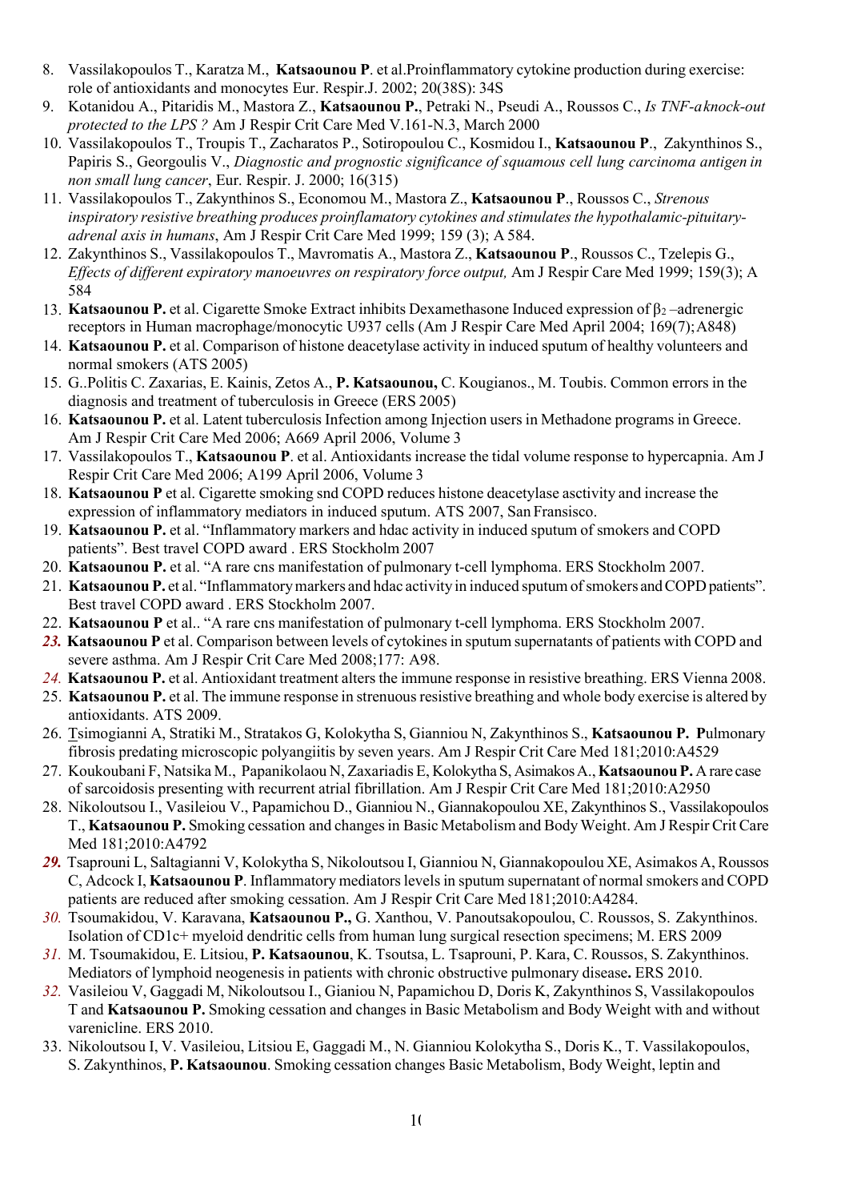8. Vassilakopoulos T., Karatza M., **Katsaounou P**. et al.Proinflammatory cytokine production during exercise: role of antioxidants and monocytes Eur. Respir.J. 2002; 20(38S): 34S
9. Kotanidou A., Pitaridis M., Mastora Z., **Katsaounou P.**, Petraki N., Pseudi A., Roussos C., *Is TNF-a knock-out protected to the LPS ?* Am J Respir Crit Care Med V.161-N.3, March 2000
10. Vassilakopoulos T., Troupis T., Zacharatos P., Sotiropoulou C., Kosmidou I., **Katsaounou P**., Zakynthinos S., Papiris S., Georgoulis V., *Diagnostic and prognostic significance of squamous cell lung carcinoma antigen in non small lung cancer*, Eur. Respir. J. 2000; 16(315)
11. Vassilakopoulos T., Zakynthinos S., Economou M., Mastora Z., **Katsaounou P**., Roussos C., *Strenous inspiratory resistive breathing produces proinflamatory cytokines and stimulates the hypothalamic-pituitary-adrenal axis in humans*, Am J Respir Crit Care Med 1999; 159 (3); A 584.
12. Zakynthinos S., Vassilakopoulos T., Mavromatis A., Mastora Z., **Katsaounou P**., Roussos C., Tzelepis G., *Effects of different expiratory manoeuvres on respiratory force output,* Am J Respir Care Med 1999; 159(3); A 584
13. **Katsaounou P.** et al. Cigarette Smoke Extract inhibits Dexamethasone Induced expression of $\beta_2$ –adrenergic receptors in Human macrophage/monocytic U937 cells (Am J Respir Care Med April 2004; 169(7);A848)
14. **Katsaounou P.** et al. Comparison of histone deacetylase activity in induced sputum of healthy volunteers and normal smokers (ATS 2005)
15. G..Politis C. Zaxarias, E. Kainis, Zetos A., **P. Katsaounou,** C. Kougianos., M. Toubis. Common errors in the diagnosis and treatment of tuberculosis in Greece (ERS 2005)
16. **Katsaounou P.** et al. Latent tuberculosis Infection among Injection users in Methadone programs in Greece. Am J Respir Crit Care Med 2006; A669 April 2006, Volume 3
17. Vassilakopoulos T., **Katsaounou P**. et al. Antioxidants increase the tidal volume response to hypercapnia. Am J Respir Crit Care Med 2006; A199 April 2006, Volume 3
18. **Katsaounou P** et al. Cigarette smoking snd COPD reduces histone deacetylase asctivity and increase the expression of inflammatory mediators in induced sputum. ATS 2007, San Fransisco.
19. **Katsaounou P.** et al. “Inflammatory markers and hdac activity in induced sputum of smokers and COPD patients”. Best travel COPD award . ERS Stockholm 2007
20. **Katsaounou P.** et al. “A rare cns manifestation of pulmonary t-cell lymphoma. ERS Stockholm 2007.
21. **Katsaounou P.** et al. “Inflammatory markers and hdac activity in induced sputum of smokers and COPD patients”. Best travel COPD award . ERS Stockholm 2007.
22. **Katsaounou P** et al.. “A rare cns manifestation of pulmonary t-cell lymphoma. ERS Stockholm 2007.
23. **Katsaounou P** et al. Comparison between levels of cytokines in sputum supernatants of patients with COPD and severe asthma. Am J Respir Crit Care Med 2008;177: A98.
24. **Katsaounou P.** et al. Antioxidant treatment alters the immune response in resistive breathing. ERS Vienna 2008.
25. **Katsaounou P.** et al. The immune response in strenuous resistive breathing and whole body exercise is altered by antioxidants. ATS 2009.
26. Tsimogianni A, Stratiki M., Stratakos G, Kolokytha S, Gianniou N, Zakynthinos S., **Katsaounou P. P**ulmonary fibrosis predating microscopic polyangiitis by seven years. Am J Respir Crit Care Med 181;2010:A4529
27. Koukoubani F, Natsika M., Papanikolaou N, Zaxariadis E, Kolokytha S, Asimakos A., **Katsaounou P.** A rare case of sarcoidosis presenting with recurrent atrial fibrillation. Am J Respir Crit Care Med 181;2010:A2950
28. Nikoloutsou I., Vasileiou V., Papamichou D., Gianniou N., Giannakopoulou XE, Zakynthinos S., Vassilakopoulos T., **Katsaounou P.** Smoking cessation and changes in Basic Metabolism and Body Weight. Am J Respir Crit Care Med 181;2010:A4792
29. Tsaprouni L, Saltagianni V, Kolokytha S, Nikoloutsou I, Gianniou N, Giannakopoulou XE, Asimakos A, Roussos C, Adcock I, **Katsaounou P**. Inflammatory mediators levels in sputum supernatant of normal smokers and COPD patients are reduced after smoking cessation. Am J Respir Crit Care Med 181;2010:A4284.
30. Tsoumakidou, V. Karavana, **Katsaounou P.,** G. Xanthou, V. Panoutsakopoulou, C. Roussos, S. Zakynthinos. Isolation of CD1c+ myeloid dendritic cells from human lung surgical resection specimens; M. ERS 2009
31. M. Tsoumakidou, E. Litsiou, **P. Katsaounou**, K. Tsoutsa, L. Tsaprouni, P. Kara, C. Roussos, S. Zakynthinos. Mediators of lymphoid neogenesis in patients with chronic obstructive pulmonary disease**.** ERS 2010.
32. Vasileiou V, Gaggadi M, Nikoloutsou I., Gianiou N, Papamichou D, Doris K, Zakynthinos S, Vassilakopoulos T and **Katsaounou P.** Smoking cessation and changes in Basic Metabolism and Body Weight with and without varenicline. ERS 2010.
33. Nikoloutsou I, V. Vasileiou, Litsiou E, Gaggadi M., N. Gianniou Kolokytha S., Doris K., T. Vassilakopoulos, S. Zakynthinos, **P. Katsaounou**. Smoking cessation changes Basic Metabolism, Body Weight, leptin and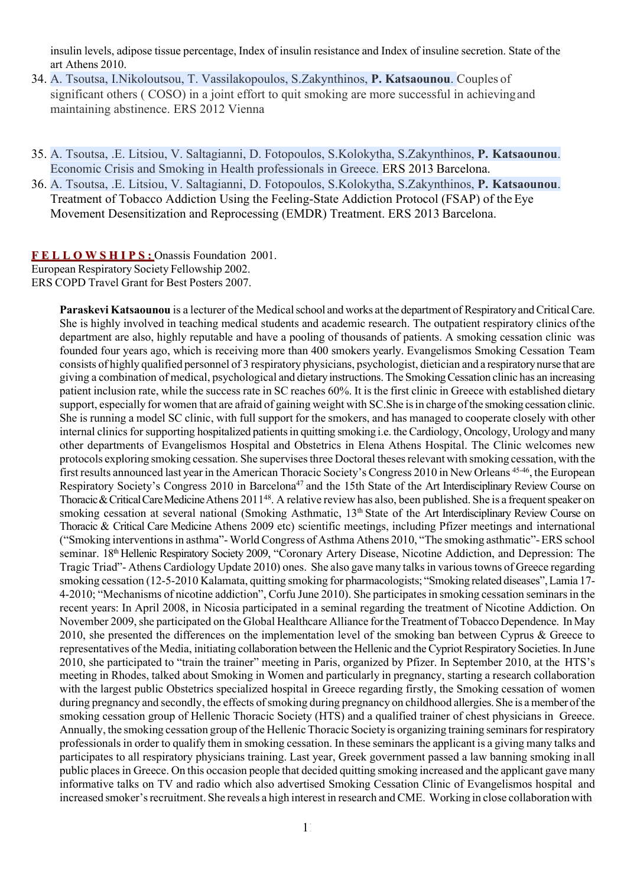insulin levels, adipose tissue percentage, Index of insulin resistance and Index of insuline secretion. State of the art Athens 2010.

34. A. Tsoutsa, I.Nikoloutsou, T. Vassilakopoulos, S.Zakynthinos, **P. Katsaounou**. Couples of significant others ( COSO) in a joint effort to quit smoking are more successful in achieving and maintaining abstinence. ERS 2012 Vienna

35. A. Tsoutsa, .E. Litsiou, V. Saltagianni, D. Fotopoulos, S.Kolokytha, S.Zakynthinos, **P. Katsaounou**. Economic Crisis and Smoking in Health professionals in Greece. ERS 2013 Barcelona.
36. A. Tsoutsa, .E. Litsiou, V. Saltagianni, D. Fotopoulos, S.Kolokytha, S.Zakynthinos, **P. Katsaounou**. Treatment of Tobacco Addiction Using the Feeling-State Addiction Protocol (FSAP) of the Eye Movement Desensitization and Reprocessing (EMDR) Treatment. ERS 2013 Barcelona.

**FELLOWSHIPS:** Onassis Foundation 2001.
European Respiratory Society Fellowship 2002.
ERS COPD Travel Grant for Best Posters 2007.

**Paraskevi Katsaounou** is a lecturer of the Medical school and works at the department of Respiratory and Critical Care. She is highly involved in teaching medical students and academic research. The outpatient respiratory clinics of the department are also, highly reputable and have a pooling of thousands of patients. A smoking cessation clinic was founded four years ago, which is receiving more than 400 smokers yearly. Evangelismos Smoking Cessation Team consists of highly qualified personnel of 3 respiratory physicians, psychologist, dietician and a respiratory nurse that are giving a combination of medical, psychological and dietary instructions. The Smoking Cessation clinic has an increasing patient inclusion rate, while the success rate in SC reaches 60%. It is the first clinic in Greece with established dietary support, especially for women that are afraid of gaining weight with SC.She is in charge of the smoking cessation clinic. She is running a model SC clinic, with full support for the smokers, and has managed to cooperate closely with other internal clinics for supporting hospitalized patients in quitting smoking i.e. the Cardiology, Oncology, Urology and many other departments of Evangelismos Hospital and Obstetrics in Elena Athens Hospital. The Clinic welcomes new protocols exploring smoking cessation. She supervises three Doctoral theses relevant with smoking cessation, with the first results announced last year in the American Thoracic Society's Congress 2010 in New Orleans [45-46], the European Respiratory Society's Congress 2010 in Barcelona[47] and the 15th State of the Art Interdisciplinary Review Course on Thoracic & Critical Care Medicine Athens 2011[48]. A relative review has also, been published. She is a frequent speaker on smoking cessation at several national (Smoking Asthmatic, 13th State of the Art Interdisciplinary Review Course on Thoracic & Critical Care Medicine Athens 2009 etc) scientific meetings, including Pfizer meetings and international ("Smoking interventions in asthma"- World Congress of Asthma Athens 2010, "The smoking asthmatic"- ERS school seminar. 18th Hellenic Respiratory Society 2009, "Coronary Artery Disease, Nicotine Addiction, and Depression: The Tragic Triad"- Athens Cardiology Update 2010) ones. She also gave many talks in various towns of Greece regarding smoking cessation (12-5-2010 Kalamata, quitting smoking for pharmacologists; "Smoking related diseases", Lamia 17-4-2010; "Mechanisms of nicotine addiction", Corfu June 2010). She participates in smoking cessation seminars in the recent years: In April 2008, in Nicosia participated in a seminal regarding the treatment of Nicotine Addiction. On November 2009, she participated on the Global Healthcare Alliance for the Treatment of Tobacco Dependence. In May 2010, she presented the differences on the implementation level of the smoking ban between Cyprus & Greece to representatives of the Media, initiating collaboration between the Hellenic and the Cypriot Respiratory Societies. In June 2010, she participated to "train the trainer" meeting in Paris, organized by Pfizer. In September 2010, at the HTS's meeting in Rhodes, talked about Smoking in Women and particularly in pregnancy, starting a research collaboration with the largest public Obstetrics specialized hospital in Greece regarding firstly, the Smoking cessation of women during pregnancy and secondly, the effects of smoking during pregnancy on childhood allergies. She is a member of the smoking cessation group of Hellenic Thoracic Society (HTS) and a qualified trainer of chest physicians in Greece. Annually, the smoking cessation group of the Hellenic Thoracic Society is organizing training seminars for respiratory professionals in order to qualify them in smoking cessation. In these seminars the applicant is a giving many talks and participates to all respiratory physicians training. Last year, Greek government passed a law banning smoking in all public places in Greece. On this occasion people that decided quitting smoking increased and the applicant gave many informative talks on TV and radio which also advertised Smoking Cessation Clinic of Evangelismos hospital and increased smoker's recruitment. She reveals a high interest in research and CME. Working in close collaboration with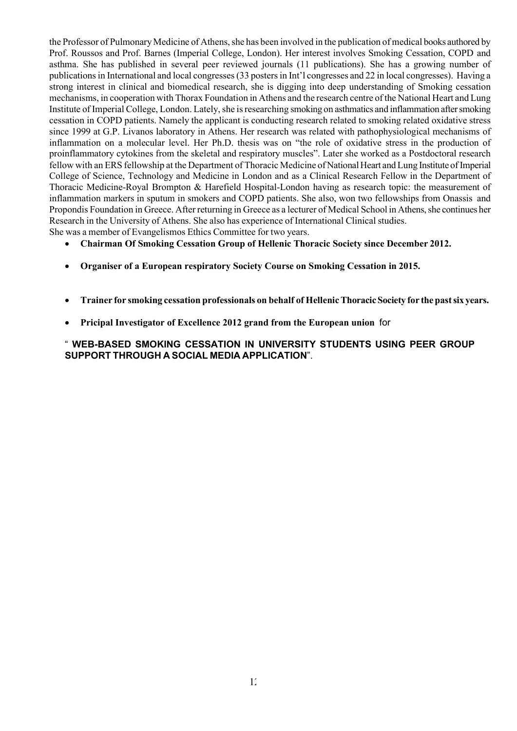the Professor of Pulmonary Medicine of Athens, she has been involved in the publication of medical books authored by Prof. Roussos and Prof. Barnes (Imperial College, London). Her interest involves Smoking Cessation, COPD and asthma. She has published in several peer reviewed journals (11 publications). She has a growing number of publications in International and local congresses (33 posters in Int'l congresses and 22 in local congresses). Having a strong interest in clinical and biomedical research, she is digging into deep understanding of Smoking cessation mechanisms, in cooperation with Thorax Foundation in Athens and the research centre of the National Heart and Lung Institute of Imperial College, London. Lately, she is researching smoking on asthmatics and inflammation after smoking cessation in COPD patients. Namely the applicant is conducting research related to smoking related oxidative stress since 1999 at G.P. Livanos laboratory in Athens. Her research was related with pathophysiological mechanisms of inflammation on a molecular level. Her Ph.D. thesis was on "the role of oxidative stress in the production of proinflammatory cytokines from the skeletal and respiratory muscles". Later she worked as a Postdoctoral research fellow with an ERS fellowship at the Department of Thoracic Medicine of National Heart and Lung Institute of Imperial College of Science, Technology and Medicine in London and as a Clinical Research Fellow in the Department of Thoracic Medicine-Royal Brompton & Harefield Hospital-London having as research topic: the measurement of inflammation markers in sputum in smokers and COPD patients. She also, won two fellowships from Onassis and Propondis Foundation in Greece. After returning in Greece as a lecturer of Medical School in Athens, she continues her Research in the University of Athens. She also has experience of International Clinical studies.

She was a member of Evangelismos Ethics Committee for two years.

- **Chairman Of Smoking Cessation Group of Hellenic Thoracic Society since December 2012.**
- **Organiser of a European respiratory Society Course on Smoking Cessation in 2015.**
- **Trainer for smoking cessation professionals on behalf of Hellenic Thoracic Society for the past six years.**
- **Pricipal Investigator of Excellence 2012 grand from the European union** for

" **WEB-BASED SMOKING CESSATION IN UNIVERSITY STUDENTS USING PEER GROUP SUPPORT THROUGH A SOCIAL MEDIA APPLICATION**".